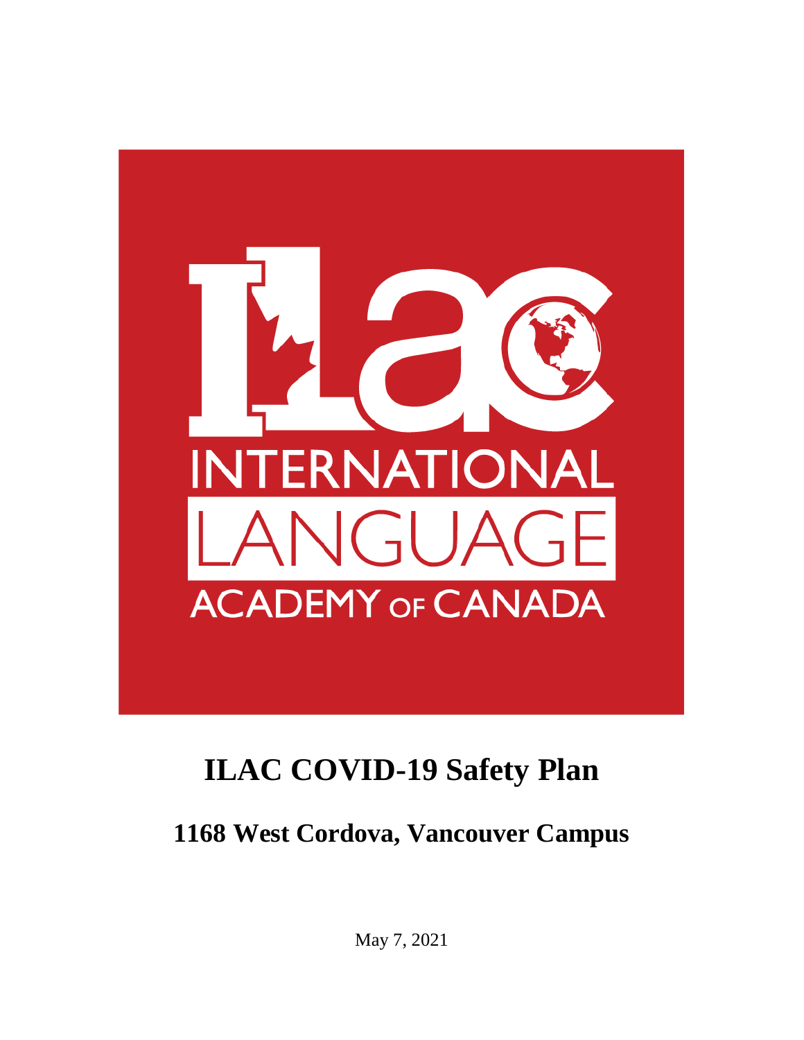ILAC

INTERNATIONAL LANGUAGE ACADEMY OF CANADA

# ILAC COVID-19 Safety Plan

## 1168 West Cordova, Vancouver Campus

May 7, 2021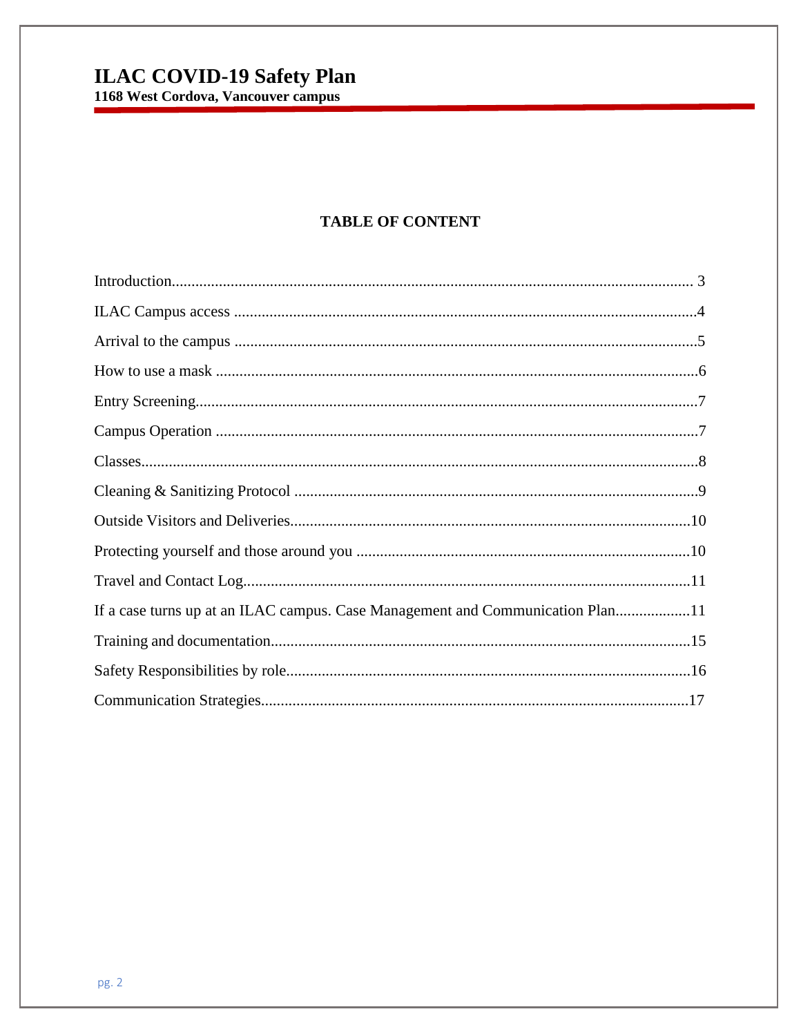## TABLE OF CONTENT

| | |
|---|---|
| Introduction | 3 |
| ILAC Campus access | 4 |
| Arrival to the campus | 5 |
| How to use a mask | 6 |
| Entry Screening | 7 |
| Campus Operation | 7 |
| Classes | 8 |
| Cleaning & Sanitizing Protocol | 9 |
| Outside Visitors and Deliveries | 10 |
| Protecting yourself and those around you | 10 |
| Travel and Contact Log | 11 |
| If a case turns up at an ILAC campus. Case Management and Communication Plan | 11 |
| Training and documentation | 15 |
| Safety Responsibilities by role | 16 |
| Communication Strategies | 17 |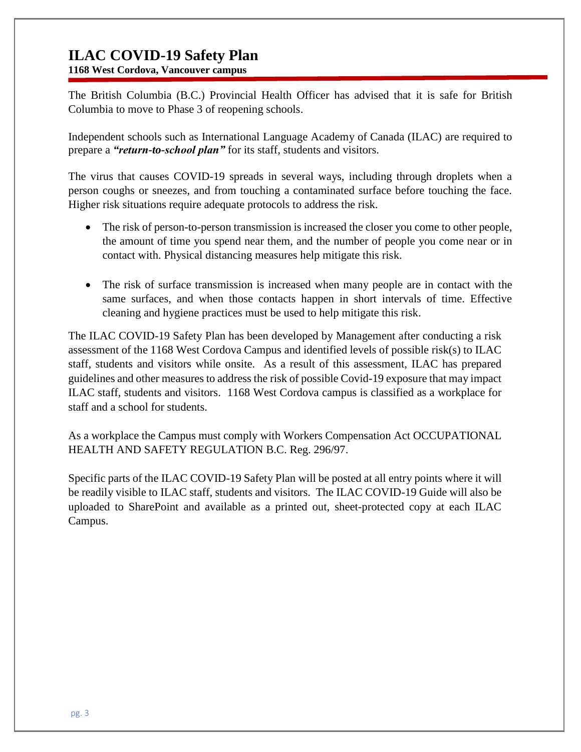# ILAC COVID-19 Safety Plan

**1168 West Cordova, Vancouver campus**

The British Columbia (B.C.) Provincial Health Officer has advised that it is safe for British Columbia to move to Phase 3 of reopening schools.

Independent schools such as International Language Academy of Canada (ILAC) are required to prepare a ***"return-to-school plan"*** for its staff, students and visitors.

The virus that causes COVID-19 spreads in several ways, including through droplets when a person coughs or sneezes, and from touching a contaminated surface before touching the face. Higher risk situations require adequate protocols to address the risk.

- The risk of person-to-person transmission is increased the closer you come to other people, the amount of time you spend near them, and the number of people you come near or in contact with. Physical distancing measures help mitigate this risk.
- The risk of surface transmission is increased when many people are in contact with the same surfaces, and when those contacts happen in short intervals of time. Effective cleaning and hygiene practices must be used to help mitigate this risk.

The ILAC COVID-19 Safety Plan has been developed by Management after conducting a risk assessment of the 1168 West Cordova Campus and identified levels of possible risk(s) to ILAC staff, students and visitors while onsite. As a result of this assessment, ILAC has prepared guidelines and other measures to address the risk of possible Covid-19 exposure that may impact ILAC staff, students and visitors. 1168 West Cordova campus is classified as a workplace for staff and a school for students.

As a workplace the Campus must comply with Workers Compensation Act OCCUPATIONAL HEALTH AND SAFETY REGULATION B.C. Reg. 296/97.

Specific parts of the ILAC COVID-19 Safety Plan will be posted at all entry points where it will be readily visible to ILAC staff, students and visitors. The ILAC COVID-19 Guide will also be uploaded to SharePoint and available as a printed out, sheet-protected copy at each ILAC Campus.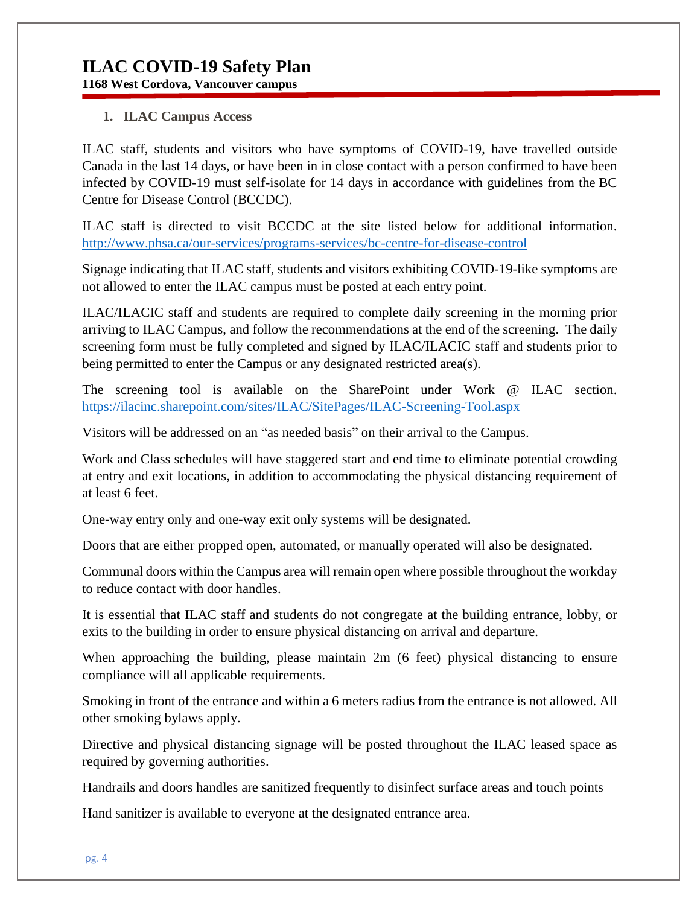# ILAC COVID-19 Safety Plan

**1168 West Cordova, Vancouver campus**

## 1. ILAC Campus Access

ILAC staff, students and visitors who have symptoms of COVID-19, have travelled outside Canada in the last 14 days, or have been in in close contact with a person confirmed to have been infected by COVID-19 must self-isolate for 14 days in accordance with guidelines from the BC Centre for Disease Control (BCCDC).

ILAC staff is directed to visit BCCDC at the site listed below for additional information. http://www.phsa.ca/our-services/programs-services/bc-centre-for-disease-control

Signage indicating that ILAC staff, students and visitors exhibiting COVID-19-like symptoms are not allowed to enter the ILAC campus must be posted at each entry point.

ILAC/ILACIC staff and students are required to complete daily screening in the morning prior arriving to ILAC Campus, and follow the recommendations at the end of the screening. The daily screening form must be fully completed and signed by ILAC/ILACIC staff and students prior to being permitted to enter the Campus or any designated restricted area(s).

The screening tool is available on the SharePoint under Work @ ILAC section. https://ilacinc.sharepoint.com/sites/ILAC/SitePages/ILAC-Screening-Tool.aspx

Visitors will be addressed on an "as needed basis" on their arrival to the Campus.

Work and Class schedules will have staggered start and end time to eliminate potential crowding at entry and exit locations, in addition to accommodating the physical distancing requirement of at least 6 feet.

One-way entry only and one-way exit only systems will be designated.

Doors that are either propped open, automated, or manually operated will also be designated.

Communal doors within the Campus area will remain open where possible throughout the workday to reduce contact with door handles.

It is essential that ILAC staff and students do not congregate at the building entrance, lobby, or exits to the building in order to ensure physical distancing on arrival and departure.

When approaching the building, please maintain 2m (6 feet) physical distancing to ensure compliance will all applicable requirements.

Smoking in front of the entrance and within a 6 meters radius from the entrance is not allowed. All other smoking bylaws apply.

Directive and physical distancing signage will be posted throughout the ILAC leased space as required by governing authorities.

Handrails and doors handles are sanitized frequently to disinfect surface areas and touch points

Hand sanitizer is available to everyone at the designated entrance area.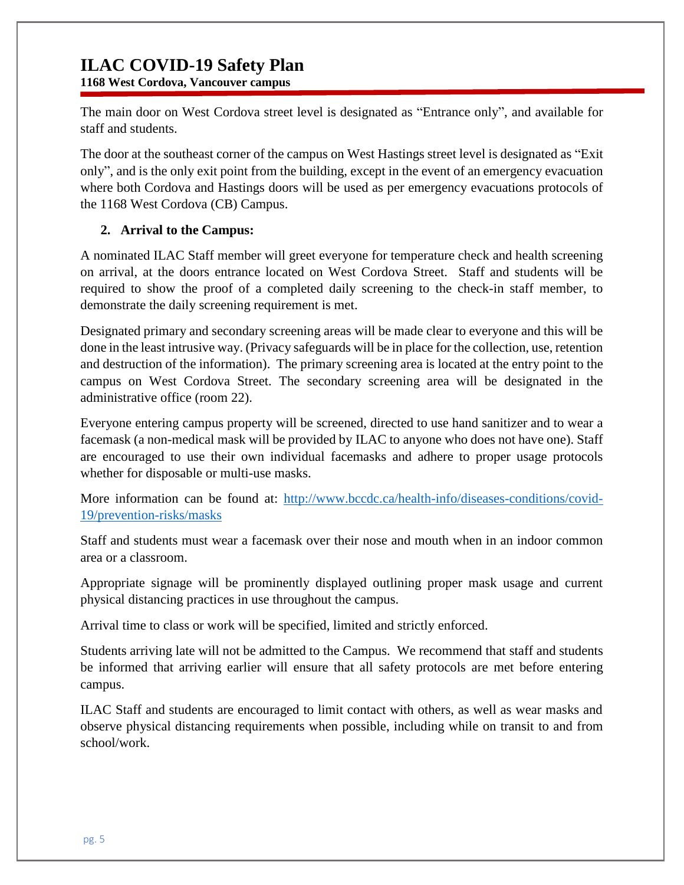The main door on West Cordova street level is designated as "Entrance only", and available for staff and students.

The door at the southeast corner of the campus on West Hastings street level is designated as "Exit only", and is the only exit point from the building, except in the event of an emergency evacuation where both Cordova and Hastings doors will be used as per emergency evacuations protocols of the 1168 West Cordova (CB) Campus.

## 2. Arrival to the Campus:

A nominated ILAC Staff member will greet everyone for temperature check and health screening on arrival, at the doors entrance located on West Cordova Street. Staff and students will be required to show the proof of a completed daily screening to the check-in staff member, to demonstrate the daily screening requirement is met.

Designated primary and secondary screening areas will be made clear to everyone and this will be done in the least intrusive way. (Privacy safeguards will be in place for the collection, use, retention and destruction of the information). The primary screening area is located at the entry point to the campus on West Cordova Street. The secondary screening area will be designated in the administrative office (room 22).

Everyone entering campus property will be screened, directed to use hand sanitizer and to wear a facemask (a non-medical mask will be provided by ILAC to anyone who does not have one). Staff are encouraged to use their own individual facemasks and adhere to proper usage protocols whether for disposable or multi-use masks.

More information can be found at: [http://www.bccdc.ca/health-info/diseases-conditions/covid-19/prevention-risks/masks](http://www.bccdc.ca/health-info/diseases-conditions/covid-19/prevention-risks/masks)

Staff and students must wear a facemask over their nose and mouth when in an indoor common area or a classroom.

Appropriate signage will be prominently displayed outlining proper mask usage and current physical distancing practices in use throughout the campus.

Arrival time to class or work will be specified, limited and strictly enforced.

Students arriving late will not be admitted to the Campus. We recommend that staff and students be informed that arriving earlier will ensure that all safety protocols are met before entering campus.

ILAC Staff and students are encouraged to limit contact with others, as well as wear masks and observe physical distancing requirements when possible, including while on transit to and from school/work.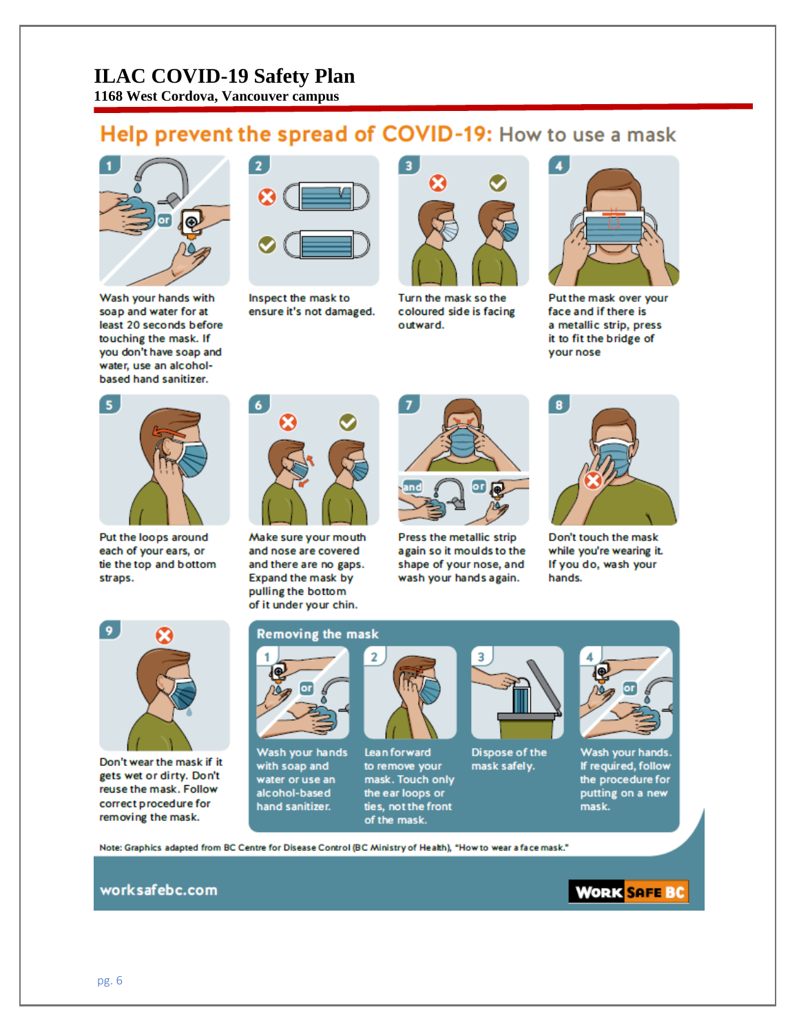# ILAC COVID-19 Safety Plan

**1168 West Cordova, Vancouver campus**

## Help prevent the spread of COVID-19: How to use a mask

1. Wash your hands with soap and water for at least 20 seconds before touching the mask. If you don't have soap and water, use an alcohol-based hand sanitizer.
2. Inspect the mask to ensure it's not damaged.
3. Turn the mask so the coloured side is facing outward.
4. Put the mask over your face and if there is a metallic strip, press it to fit the bridge of your nose
5. Put the loops around each of your ears, or tie the top and bottom straps.
6. Make sure your mouth and nose are covered and there are no gaps. Expand the mask by pulling the bottom of it under your chin.
7. Press the metallic strip again so it moulds to the shape of your nose, and wash your hands again.
8. Don't touch the mask while you're wearing it. If you do, wash your hands.
9. Don't wear the mask if it gets wet or dirty. Don't reuse the mask. Follow correct procedure for removing the mask.

### Removing the mask

1. Wash your hands with soap and water or use an alcohol-based hand sanitizer.
2. Lean forward to remove your mask. Touch only the ear loops or ties, not the front of the mask.
3. Dispose of the mask safely.
4. Wash your hands. If required, follow the procedure for putting on a new mask.

Note: Graphics adapted from BC Centre for Disease Control (BC Ministry of Health), "How to wear a face mask."

worksafebc.com

WORK SAFE BC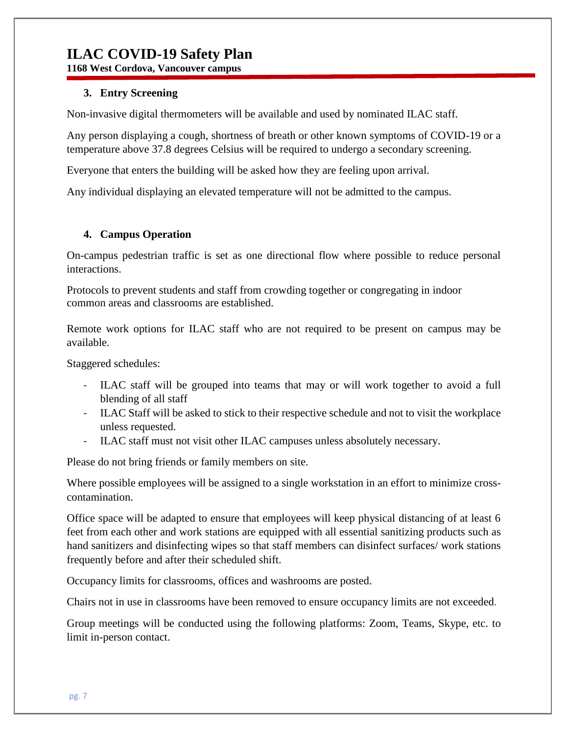### 3. Entry Screening

Non-invasive digital thermometers will be available and used by nominated ILAC staff.

Any person displaying a cough, shortness of breath or other known symptoms of COVID-19 or a temperature above 37.8 degrees Celsius will be required to undergo a secondary screening.

Everyone that enters the building will be asked how they are feeling upon arrival.

Any individual displaying an elevated temperature will not be admitted to the campus.

### 4. Campus Operation

On-campus pedestrian traffic is set as one directional flow where possible to reduce personal interactions.

Protocols to prevent students and staff from crowding together or congregating in indoor common areas and classrooms are established.

Remote work options for ILAC staff who are not required to be present on campus may be available.

Staggered schedules:

- ILAC staff will be grouped into teams that may or will work together to avoid a full blending of all staff
- ILAC Staff will be asked to stick to their respective schedule and not to visit the workplace unless requested.
- ILAC staff must not visit other ILAC campuses unless absolutely necessary.

Please do not bring friends or family members on site.

Where possible employees will be assigned to a single workstation in an effort to minimize cross-contamination.

Office space will be adapted to ensure that employees will keep physical distancing of at least 6 feet from each other and work stations are equipped with all essential sanitizing products such as hand sanitizers and disinfecting wipes so that staff members can disinfect surfaces/ work stations frequently before and after their scheduled shift.

Occupancy limits for classrooms, offices and washrooms are posted.

Chairs not in use in classrooms have been removed to ensure occupancy limits are not exceeded.

Group meetings will be conducted using the following platforms: Zoom, Teams, Skype, etc. to limit in-person contact.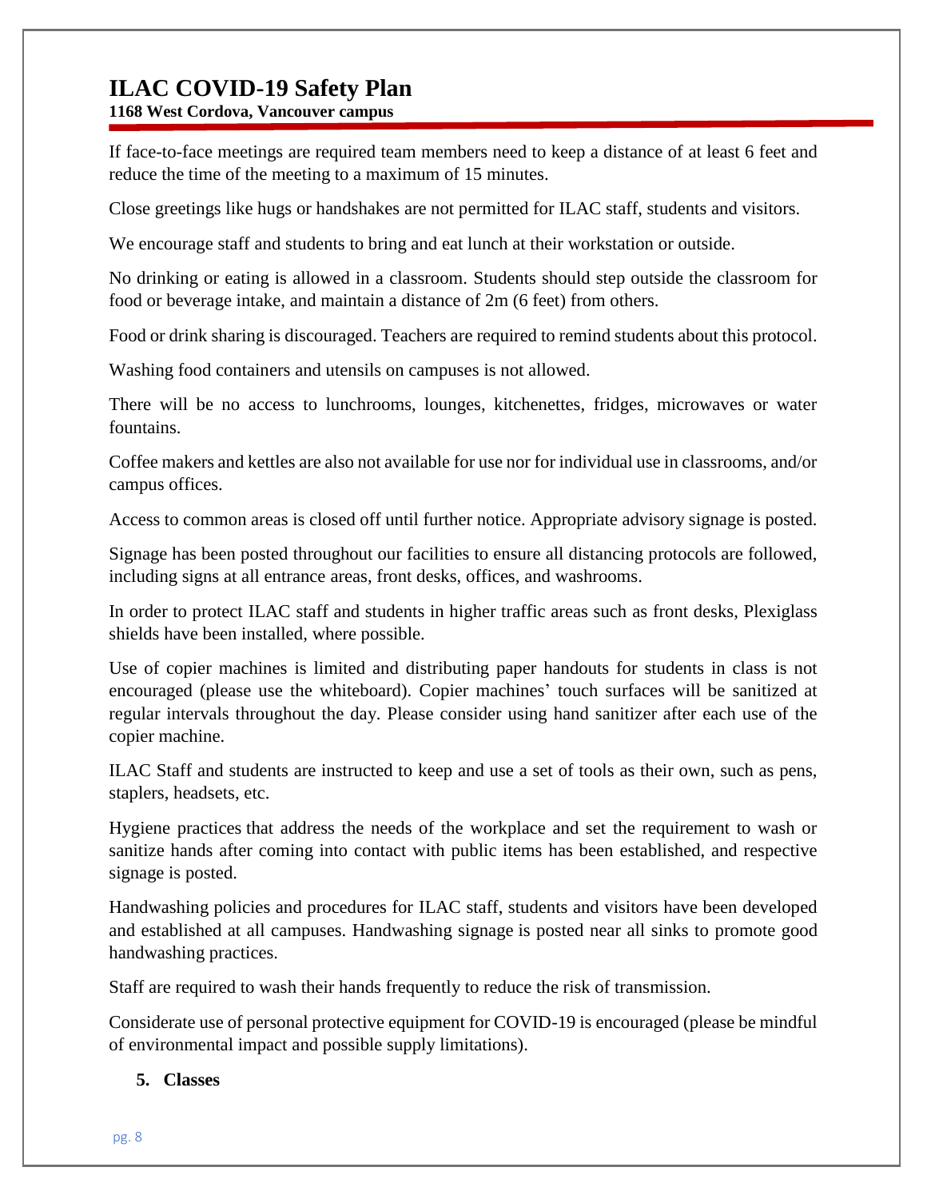If face-to-face meetings are required team members need to keep a distance of at least 6 feet and reduce the time of the meeting to a maximum of 15 minutes.

Close greetings like hugs or handshakes are not permitted for ILAC staff, students and visitors.

We encourage staff and students to bring and eat lunch at their workstation or outside.

No drinking or eating is allowed in a classroom. Students should step outside the classroom for food or beverage intake, and maintain a distance of 2m (6 feet) from others.

Food or drink sharing is discouraged. Teachers are required to remind students about this protocol.

Washing food containers and utensils on campuses is not allowed.

There will be no access to lunchrooms, lounges, kitchenettes, fridges, microwaves or water fountains.

Coffee makers and kettles are also not available for use nor for individual use in classrooms, and/or campus offices.

Access to common areas is closed off until further notice. Appropriate advisory signage is posted.

Signage has been posted throughout our facilities to ensure all distancing protocols are followed, including signs at all entrance areas, front desks, offices, and washrooms.

In order to protect ILAC staff and students in higher traffic areas such as front desks, Plexiglass shields have been installed, where possible.

Use of copier machines is limited and distributing paper handouts for students in class is not encouraged (please use the whiteboard). Copier machines' touch surfaces will be sanitized at regular intervals throughout the day. Please consider using hand sanitizer after each use of the copier machine.

ILAC Staff and students are instructed to keep and use a set of tools as their own, such as pens, staplers, headsets, etc.

Hygiene practices that address the needs of the workplace and set the requirement to wash or sanitize hands after coming into contact with public items has been established, and respective signage is posted.

Handwashing policies and procedures for ILAC staff, students and visitors have been developed and established at all campuses. Handwashing signage is posted near all sinks to promote good handwashing practices.

Staff are required to wash their hands frequently to reduce the risk of transmission.

Considerate use of personal protective equipment for COVID-19 is encouraged (please be mindful of environmental impact and possible supply limitations).

## 5. Classes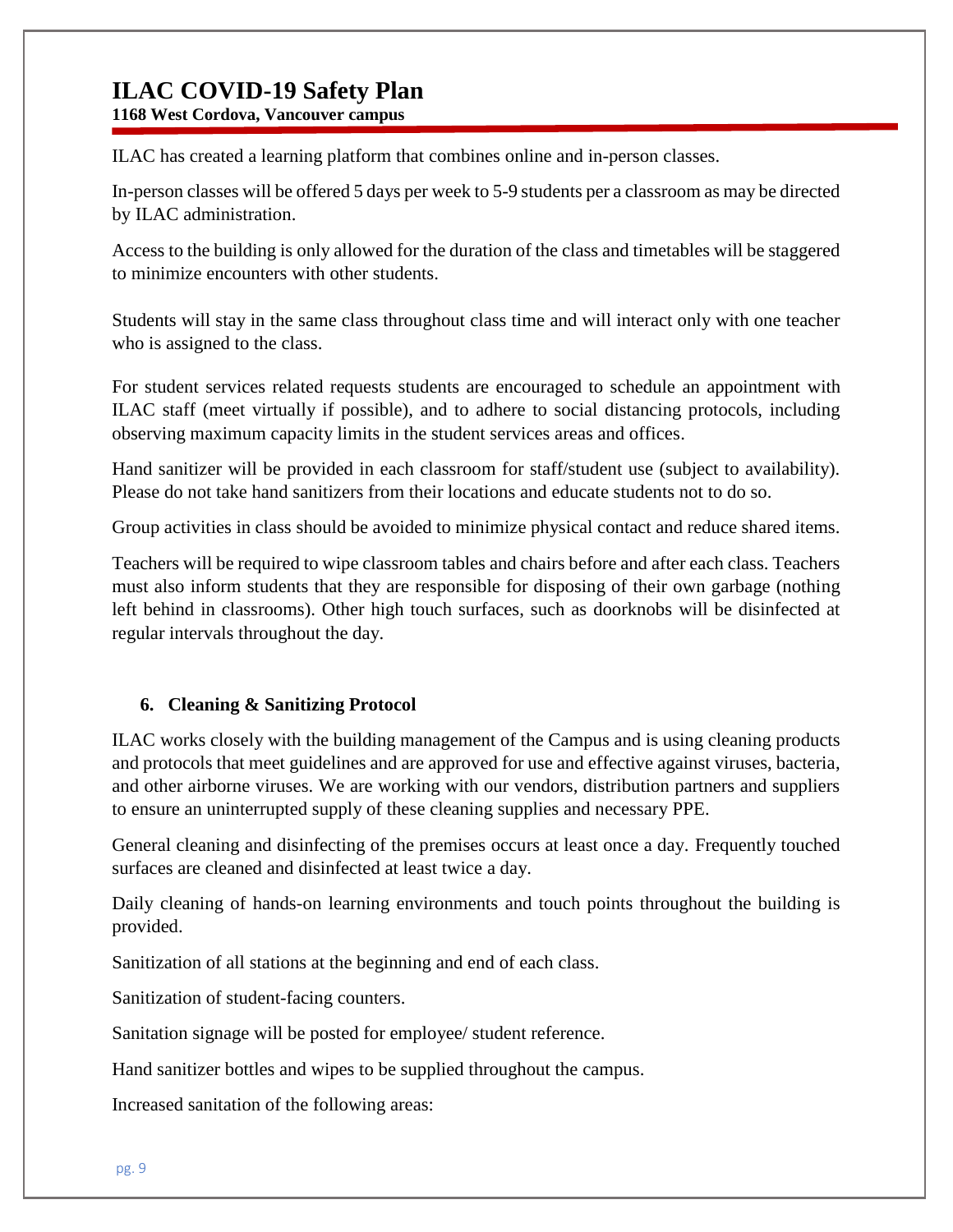ILAC has created a learning platform that combines online and in-person classes.

In-person classes will be offered 5 days per week to 5-9 students per a classroom as may be directed by ILAC administration.

Access to the building is only allowed for the duration of the class and timetables will be staggered to minimize encounters with other students.

Students will stay in the same class throughout class time and will interact only with one teacher who is assigned to the class.

For student services related requests students are encouraged to schedule an appointment with ILAC staff (meet virtually if possible), and to adhere to social distancing protocols, including observing maximum capacity limits in the student services areas and offices.

Hand sanitizer will be provided in each classroom for staff/student use (subject to availability). Please do not take hand sanitizers from their locations and educate students not to do so.

Group activities in class should be avoided to minimize physical contact and reduce shared items.

Teachers will be required to wipe classroom tables and chairs before and after each class. Teachers must also inform students that they are responsible for disposing of their own garbage (nothing left behind in classrooms). Other high touch surfaces, such as doorknobs will be disinfected at regular intervals throughout the day.

## 6. Cleaning & Sanitizing Protocol

ILAC works closely with the building management of the Campus and is using cleaning products and protocols that meet guidelines and are approved for use and effective against viruses, bacteria, and other airborne viruses. We are working with our vendors, distribution partners and suppliers to ensure an uninterrupted supply of these cleaning supplies and necessary PPE.

General cleaning and disinfecting of the premises occurs at least once a day. Frequently touched surfaces are cleaned and disinfected at least twice a day.

Daily cleaning of hands-on learning environments and touch points throughout the building is provided.

Sanitization of all stations at the beginning and end of each class.

Sanitization of student-facing counters.

Sanitation signage will be posted for employee/ student reference.

Hand sanitizer bottles and wipes to be supplied throughout the campus.

Increased sanitation of the following areas: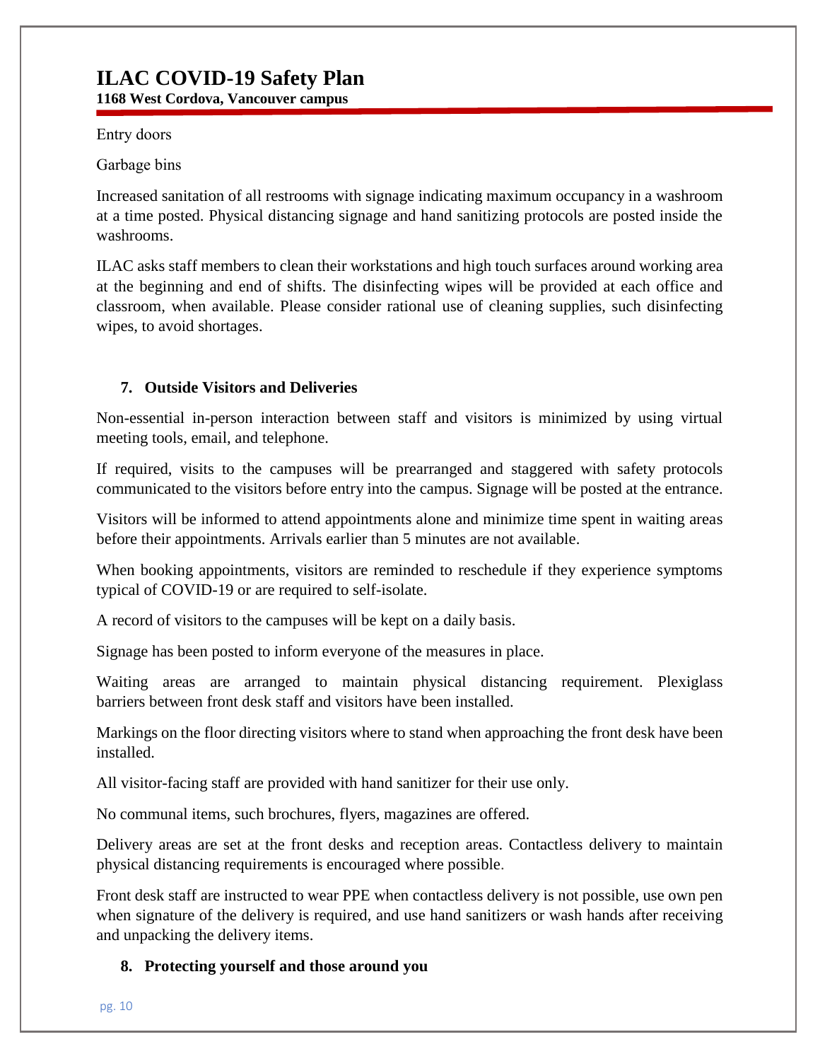Entry doors

Garbage bins

Increased sanitation of all restrooms with signage indicating maximum occupancy in a washroom at a time posted. Physical distancing signage and hand sanitizing protocols are posted inside the washrooms.

ILAC asks staff members to clean their workstations and high touch surfaces around working area at the beginning and end of shifts. The disinfecting wipes will be provided at each office and classroom, when available. Please consider rational use of cleaning supplies, such disinfecting wipes, to avoid shortages.

## 7. Outside Visitors and Deliveries

Non-essential in-person interaction between staff and visitors is minimized by using virtual meeting tools, email, and telephone.

If required, visits to the campuses will be prearranged and staggered with safety protocols communicated to the visitors before entry into the campus. Signage will be posted at the entrance.

Visitors will be informed to attend appointments alone and minimize time spent in waiting areas before their appointments. Arrivals earlier than 5 minutes are not available.

When booking appointments, visitors are reminded to reschedule if they experience symptoms typical of COVID-19 or are required to self-isolate.

A record of visitors to the campuses will be kept on a daily basis.

Signage has been posted to inform everyone of the measures in place.

Waiting areas are arranged to maintain physical distancing requirement. Plexiglass barriers between front desk staff and visitors have been installed.

Markings on the floor directing visitors where to stand when approaching the front desk have been installed.

All visitor-facing staff are provided with hand sanitizer for their use only.

No communal items, such brochures, flyers, magazines are offered.

Delivery areas are set at the front desks and reception areas. Contactless delivery to maintain physical distancing requirements is encouraged where possible.

Front desk staff are instructed to wear PPE when contactless delivery is not possible, use own pen when signature of the delivery is required, and use hand sanitizers or wash hands after receiving and unpacking the delivery items.

## 8. Protecting yourself and those around you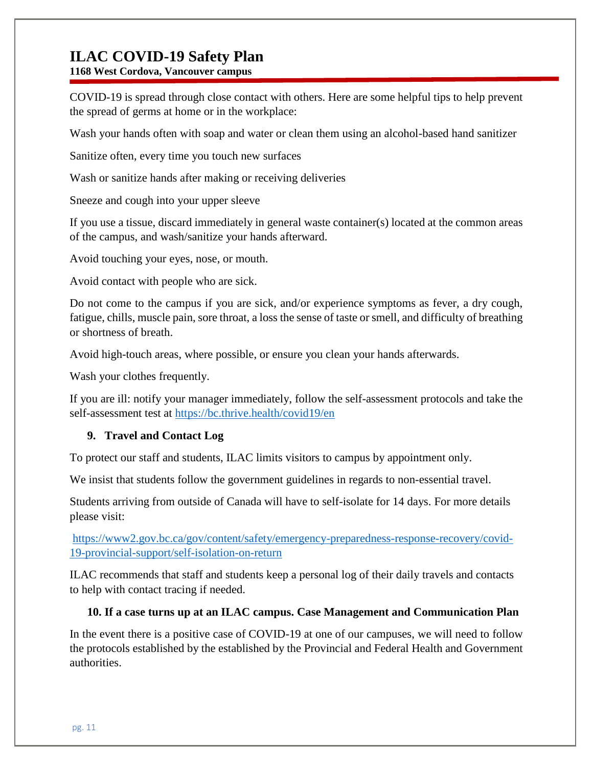# ILAC COVID-19 Safety Plan

**1168 West Cordova, Vancouver campus**

COVID-19 is spread through close contact with others. Here are some helpful tips to help prevent the spread of germs at home or in the workplace:

Wash your hands often with soap and water or clean them using an alcohol-based hand sanitizer

Sanitize often, every time you touch new surfaces

Wash or sanitize hands after making or receiving deliveries

Sneeze and cough into your upper sleeve

If you use a tissue, discard immediately in general waste container(s) located at the common areas of the campus, and wash/sanitize your hands afterward.

Avoid touching your eyes, nose, or mouth.

Avoid contact with people who are sick.

Do not come to the campus if you are sick, and/or experience symptoms as fever, a dry cough, fatigue, chills, muscle pain, sore throat, a loss the sense of taste or smell, and difficulty of breathing or shortness of breath.

Avoid high-touch areas, where possible, or ensure you clean your hands afterwards.

Wash your clothes frequently.

If you are ill: notify your manager immediately, follow the self-assessment protocols and take the self-assessment test at https://bc.thrive.health/covid19/en

### 9. Travel and Contact Log

To protect our staff and students, ILAC limits visitors to campus by appointment only.

We insist that students follow the government guidelines in regards to non-essential travel.

Students arriving from outside of Canada will have to self-isolate for 14 days. For more details please visit:

https://www2.gov.bc.ca/gov/content/safety/emergency-preparedness-response-recovery/covid-19-provincial-support/self-isolation-on-return

ILAC recommends that staff and students keep a personal log of their daily travels and contacts to help with contact tracing if needed.

### 10. If a case turns up at an ILAC campus. Case Management and Communication Plan

In the event there is a positive case of COVID-19 at one of our campuses, we will need to follow the protocols established by the established by the Provincial and Federal Health and Government authorities.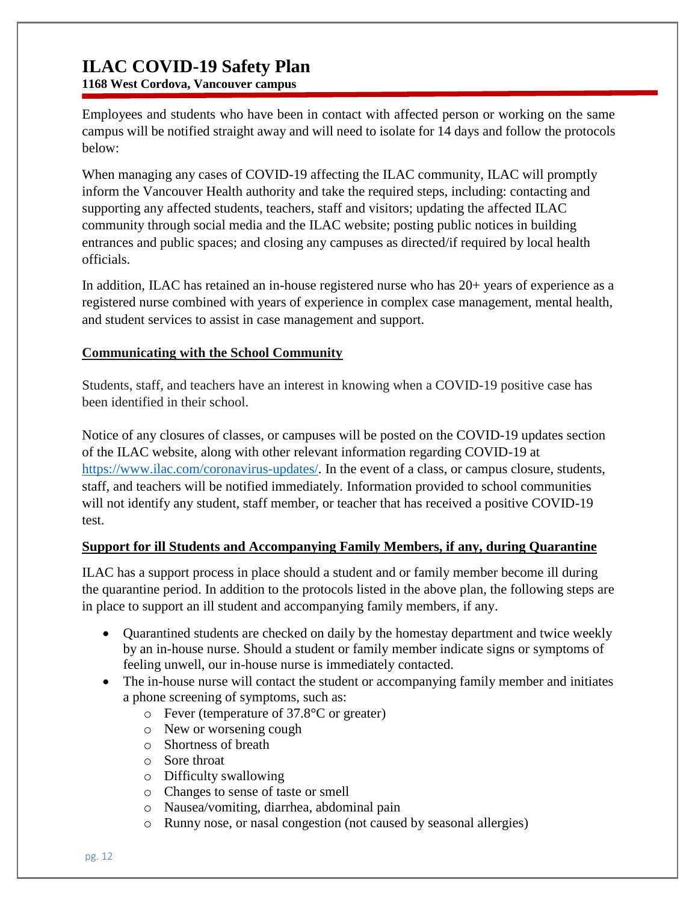Employees and students who have been in contact with affected person or working on the same campus will be notified straight away and will need to isolate for 14 days and follow the protocols below:

When managing any cases of COVID-19 affecting the ILAC community, ILAC will promptly inform the Vancouver Health authority and take the required steps, including: contacting and supporting any affected students, teachers, staff and visitors; updating the affected ILAC community through social media and the ILAC website; posting public notices in building entrances and public spaces; and closing any campuses as directed/if required by local health officials.

In addition, ILAC has retained an in-house registered nurse who has 20+ years of experience as a registered nurse combined with years of experience in complex case management, mental health, and student services to assist in case management and support.

## Communicating with the School Community

Students, staff, and teachers have an interest in knowing when a COVID-19 positive case has been identified in their school.

Notice of any closures of classes, or campuses will be posted on the COVID-19 updates section of the ILAC website, along with other relevant information regarding COVID-19 at https://www.ilac.com/coronavirus-updates/. In the event of a class, or campus closure, students, staff, and teachers will be notified immediately. Information provided to school communities will not identify any student, staff member, or teacher that has received a positive COVID-19 test.

## Support for ill Students and Accompanying Family Members, if any, during Quarantine

ILAC has a support process in place should a student and or family member become ill during the quarantine period. In addition to the protocols listed in the above plan, the following steps are in place to support an ill student and accompanying family members, if any.

- Quarantined students are checked on daily by the homestay department and twice weekly by an in-house nurse. Should a student or family member indicate signs or symptoms of feeling unwell, our in-house nurse is immediately contacted.
- The in-house nurse will contact the student or accompanying family member and initiates a phone screening of symptoms, such as:
  - Fever (temperature of 37.8°C or greater)
  - New or worsening cough
  - Shortness of breath
  - Sore throat
  - Difficulty swallowing
  - Changes to sense of taste or smell
  - Nausea/vomiting, diarrhea, abdominal pain
  - Runny nose, or nasal congestion (not caused by seasonal allergies)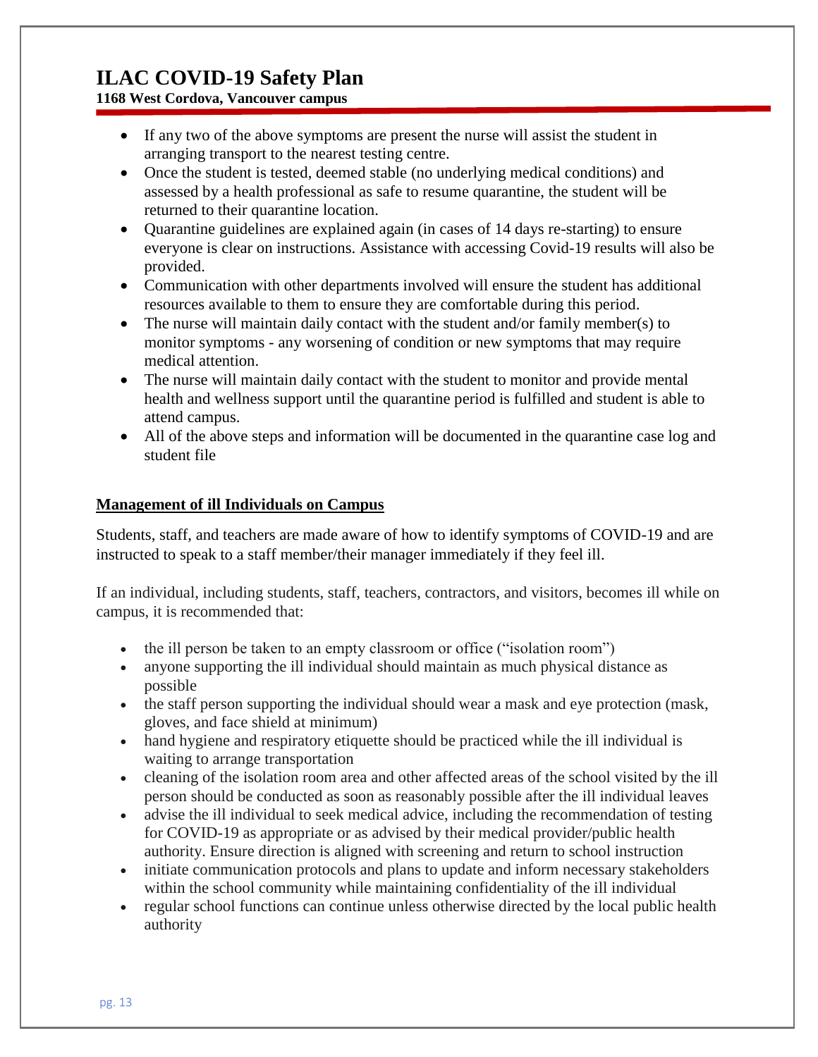- If any two of the above symptoms are present the nurse will assist the student in arranging transport to the nearest testing centre.
- Once the student is tested, deemed stable (no underlying medical conditions) and assessed by a health professional as safe to resume quarantine, the student will be returned to their quarantine location.
- Quarantine guidelines are explained again (in cases of 14 days re-starting) to ensure everyone is clear on instructions. Assistance with accessing Covid-19 results will also be provided.
- Communication with other departments involved will ensure the student has additional resources available to them to ensure they are comfortable during this period.
- The nurse will maintain daily contact with the student and/or family member(s) to monitor symptoms - any worsening of condition or new symptoms that may require medical attention.
- The nurse will maintain daily contact with the student to monitor and provide mental health and wellness support until the quarantine period is fulfilled and student is able to attend campus.
- All of the above steps and information will be documented in the quarantine case log and student file

## Management of ill Individuals on Campus

Students, staff, and teachers are made aware of how to identify symptoms of COVID-19 and are instructed to speak to a staff member/their manager immediately if they feel ill.

If an individual, including students, staff, teachers, contractors, and visitors, becomes ill while on campus, it is recommended that:

- the ill person be taken to an empty classroom or office ("isolation room")
- anyone supporting the ill individual should maintain as much physical distance as possible
- the staff person supporting the individual should wear a mask and eye protection (mask, gloves, and face shield at minimum)
- hand hygiene and respiratory etiquette should be practiced while the ill individual is waiting to arrange transportation
- cleaning of the isolation room area and other affected areas of the school visited by the ill person should be conducted as soon as reasonably possible after the ill individual leaves
- advise the ill individual to seek medical advice, including the recommendation of testing for COVID-19 as appropriate or as advised by their medical provider/public health authority. Ensure direction is aligned with screening and return to school instruction
- initiate communication protocols and plans to update and inform necessary stakeholders within the school community while maintaining confidentiality of the ill individual
- regular school functions can continue unless otherwise directed by the local public health authority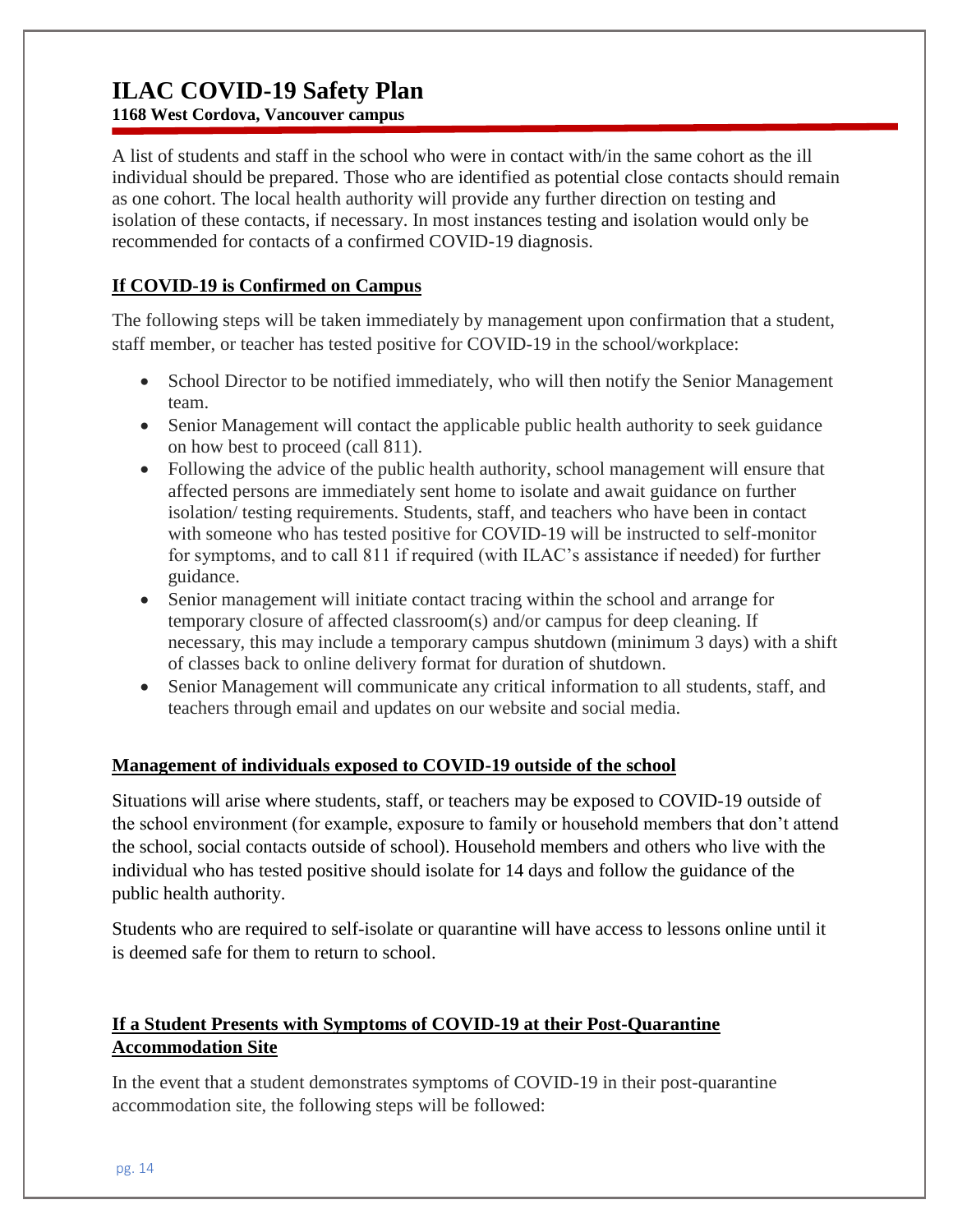A list of students and staff in the school who were in contact with/in the same cohort as the ill individual should be prepared. Those who are identified as potential close contacts should remain as one cohort. The local health authority will provide any further direction on testing and isolation of these contacts, if necessary. In most instances testing and isolation would only be recommended for contacts of a confirmed COVID-19 diagnosis.

## If COVID-19 is Confirmed on Campus

The following steps will be taken immediately by management upon confirmation that a student, staff member, or teacher has tested positive for COVID-19 in the school/workplace:

- School Director to be notified immediately, who will then notify the Senior Management team.
- Senior Management will contact the applicable public health authority to seek guidance on how best to proceed (call 811).
- Following the advice of the public health authority, school management will ensure that affected persons are immediately sent home to isolate and await guidance on further isolation/ testing requirements. Students, staff, and teachers who have been in contact with someone who has tested positive for COVID-19 will be instructed to self-monitor for symptoms, and to call 811 if required (with ILAC's assistance if needed) for further guidance.
- Senior management will initiate contact tracing within the school and arrange for temporary closure of affected classroom(s) and/or campus for deep cleaning. If necessary, this may include a temporary campus shutdown (minimum 3 days) with a shift of classes back to online delivery format for duration of shutdown.
- Senior Management will communicate any critical information to all students, staff, and teachers through email and updates on our website and social media.

## Management of individuals exposed to COVID-19 outside of the school

Situations will arise where students, staff, or teachers may be exposed to COVID-19 outside of the school environment (for example, exposure to family or household members that don't attend the school, social contacts outside of school). Household members and others who live with the individual who has tested positive should isolate for 14 days and follow the guidance of the public health authority.

Students who are required to self-isolate or quarantine will have access to lessons online until it is deemed safe for them to return to school.

## If a Student Presents with Symptoms of COVID-19 at their Post-Quarantine Accommodation Site

In the event that a student demonstrates symptoms of COVID-19 in their post-quarantine accommodation site, the following steps will be followed: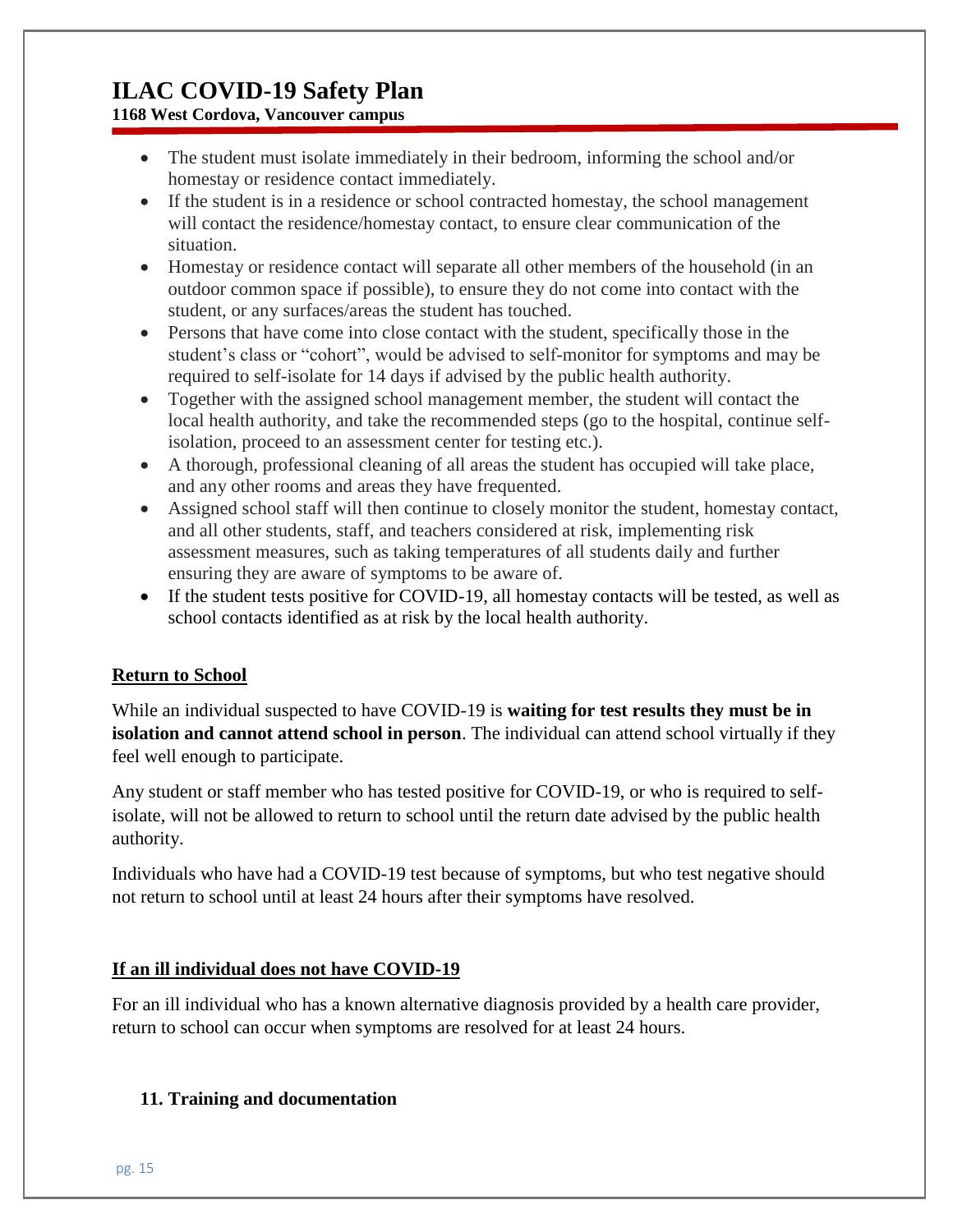- The student must isolate immediately in their bedroom, informing the school and/or homestay or residence contact immediately.
- If the student is in a residence or school contracted homestay, the school management will contact the residence/homestay contact, to ensure clear communication of the situation.
- Homestay or residence contact will separate all other members of the household (in an outdoor common space if possible), to ensure they do not come into contact with the student, or any surfaces/areas the student has touched.
- Persons that have come into close contact with the student, specifically those in the student's class or "cohort", would be advised to self-monitor for symptoms and may be required to self-isolate for 14 days if advised by the public health authority.
- Together with the assigned school management member, the student will contact the local health authority, and take the recommended steps (go to the hospital, continue self-isolation, proceed to an assessment center for testing etc.).
- A thorough, professional cleaning of all areas the student has occupied will take place, and any other rooms and areas they have frequented.
- Assigned school staff will then continue to closely monitor the student, homestay contact, and all other students, staff, and teachers considered at risk, implementing risk assessment measures, such as taking temperatures of all students daily and further ensuring they are aware of symptoms to be aware of.
- If the student tests positive for COVID-19, all homestay contacts will be tested, as well as school contacts identified as at risk by the local health authority.

**Return to School**

While an individual suspected to have COVID-19 is **waiting for test results they must be in isolation and cannot attend school in person**. The individual can attend school virtually if they feel well enough to participate.

Any student or staff member who has tested positive for COVID-19, or who is required to self-isolate, will not be allowed to return to school until the return date advised by the public health authority.

Individuals who have had a COVID-19 test because of symptoms, but who test negative should not return to school until at least 24 hours after their symptoms have resolved.

**If an ill individual does not have COVID-19**

For an ill individual who has a known alternative diagnosis provided by a health care provider, return to school can occur when symptoms are resolved for at least 24 hours.

## 11. Training and documentation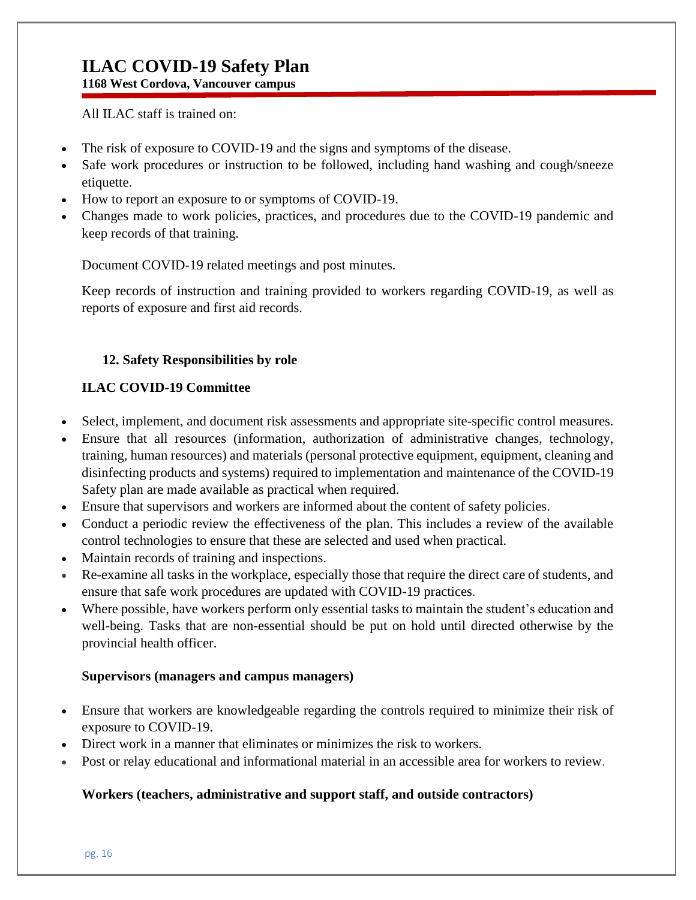All ILAC staff is trained on:

- The risk of exposure to COVID-19 and the signs and symptoms of the disease.
- Safe work procedures or instruction to be followed, including hand washing and cough/sneeze etiquette.
- How to report an exposure to or symptoms of COVID-19.
- Changes made to work policies, practices, and procedures due to the COVID-19 pandemic and keep records of that training.

Document COVID-19 related meetings and post minutes.

Keep records of instruction and training provided to workers regarding COVID-19, as well as reports of exposure and first aid records.

## 12. Safety Responsibilities by role

### ILAC COVID-19 Committee

- Select, implement, and document risk assessments and appropriate site-specific control measures.
- Ensure that all resources (information, authorization of administrative changes, technology, training, human resources) and materials (personal protective equipment, equipment, cleaning and disinfecting products and systems) required to implementation and maintenance of the COVID-19 Safety plan are made available as practical when required.
- Ensure that supervisors and workers are informed about the content of safety policies.
- Conduct a periodic review the effectiveness of the plan. This includes a review of the available control technologies to ensure that these are selected and used when practical.
- Maintain records of training and inspections.
- Re-examine all tasks in the workplace, especially those that require the direct care of students, and ensure that safe work procedures are updated with COVID-19 practices.
- Where possible, have workers perform only essential tasks to maintain the student's education and well-being. Tasks that are non-essential should be put on hold until directed otherwise by the provincial health officer.

### Supervisors (managers and campus managers)

- Ensure that workers are knowledgeable regarding the controls required to minimize their risk of exposure to COVID-19.
- Direct work in a manner that eliminates or minimizes the risk to workers.
- Post or relay educational and informational material in an accessible area for workers to review.

### Workers (teachers, administrative and support staff, and outside contractors)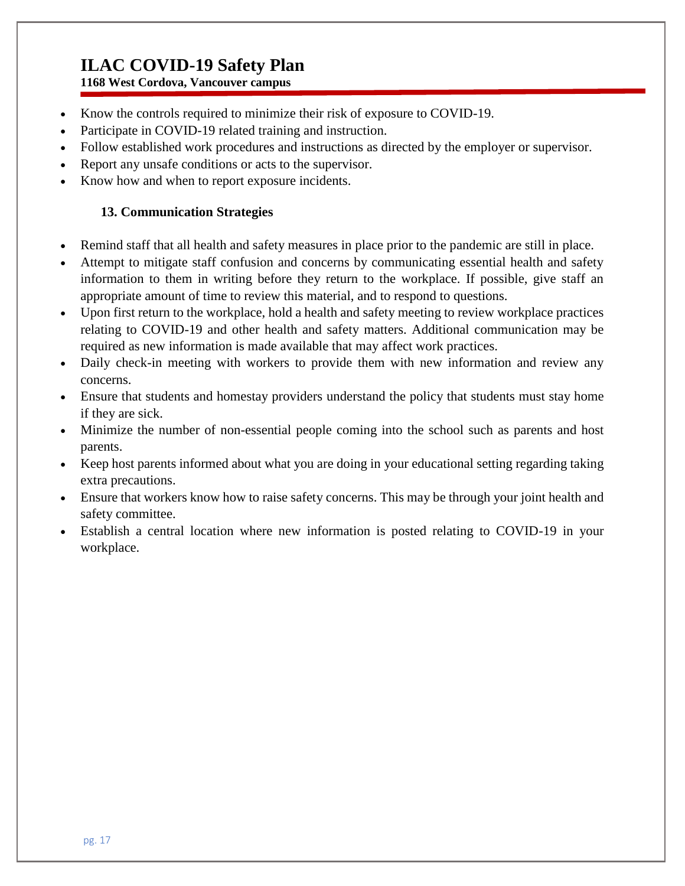- Know the controls required to minimize their risk of exposure to COVID-19.
- Participate in COVID-19 related training and instruction.
- Follow established work procedures and instructions as directed by the employer or supervisor.
- Report any unsafe conditions or acts to the supervisor.
- Know how and when to report exposure incidents.

### 13. Communication Strategies

- Remind staff that all health and safety measures in place prior to the pandemic are still in place.
- Attempt to mitigate staff confusion and concerns by communicating essential health and safety information to them in writing before they return to the workplace. If possible, give staff an appropriate amount of time to review this material, and to respond to questions.
- Upon first return to the workplace, hold a health and safety meeting to review workplace practices relating to COVID-19 and other health and safety matters. Additional communication may be required as new information is made available that may affect work practices.
- Daily check-in meeting with workers to provide them with new information and review any concerns.
- Ensure that students and homestay providers understand the policy that students must stay home if they are sick.
- Minimize the number of non-essential people coming into the school such as parents and host parents.
- Keep host parents informed about what you are doing in your educational setting regarding taking extra precautions.
- Ensure that workers know how to raise safety concerns. This may be through your joint health and safety committee.
- Establish a central location where new information is posted relating to COVID-19 in your workplace.